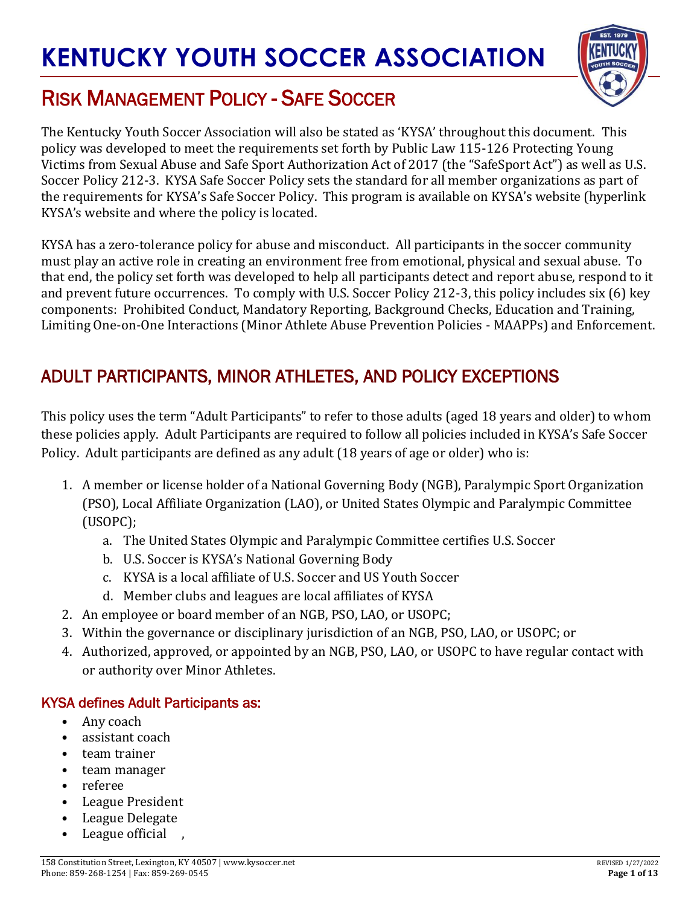# KENTUCKY YOUTH SOCCER ASSOCIATION

## RISK MANAGEMENT POLICY - SAFE SOCCER

The Kentucky Youth Soccer Association will also be stated as 'KYSA' throughout this document. This policy was developed to meet the requirements set forth by Public Law 115-126 Protecting Young Victims from Sexual Abuse and Safe Sport Authorization Act of 2017 (the "SafeSport Act") as well as U.S. Soccer Policy 212-3. KYSA Safe Soccer Policy sets the standard for all member organizations as part of the requirements for KYSA's Safe Soccer Policy. This program is available on KYSA's website (hyperlink KYSA's website and where the policy is located.

KYSA has a zero-tolerance policy for abuse and misconduct. All participants in the soccer community must play an active role in creating an environment free from emotional, physical and sexual abuse. To that end, the policy set forth was developed to help all participants detect and report abuse, respond to it and prevent future occurrences. To comply with U.S. Soccer Policy 212-3, this policy includes six (6) key components: Prohibited Conduct, Mandatory Reporting, Background Checks, Education and Training, Limiting One-on-One Interactions (Minor Athlete Abuse Prevention Policies - MAAPPs) and Enforcement.

## ADULT PARTICIPANTS, MINOR ATHLETES, AND POLICY EXCEPTIONS

This policy uses the term "Adult Participants" to refer to those adults (aged 18 years and older) to whom these policies apply. Adult Participants are required to follow all policies included in KYSA's Safe Soccer Policy. Adult participants are defined as any adult (18 years of age or older) who is:

1. A member or license holder of a National Governing Body (NGB), Paralympic Sport Organization (PSO), Local Affiliate Organization (LAO), or United States Olympic and Paralympic Committee (USOPC);
    a. The United States Olympic and Paralympic Committee certifies U.S. Soccer
    b. U.S. Soccer is KYSA's National Governing Body
    c. KYSA is a local affiliate of U.S. Soccer and US Youth Soccer
    d. Member clubs and leagues are local affiliates of KYSA
2. An employee or board member of an NGB, PSO, LAO, or USOPC;
3. Within the governance or disciplinary jurisdiction of an NGB, PSO, LAO, or USOPC; or
4. Authorized, approved, or appointed by an NGB, PSO, LAO, or USOPC to have regular contact with or authority over Minor Athletes.

### KYSA defines Adult Participants as:

- Any coach
- assistant coach
- team trainer
- team manager
- referee
- League President
- League Delegate
- League official ,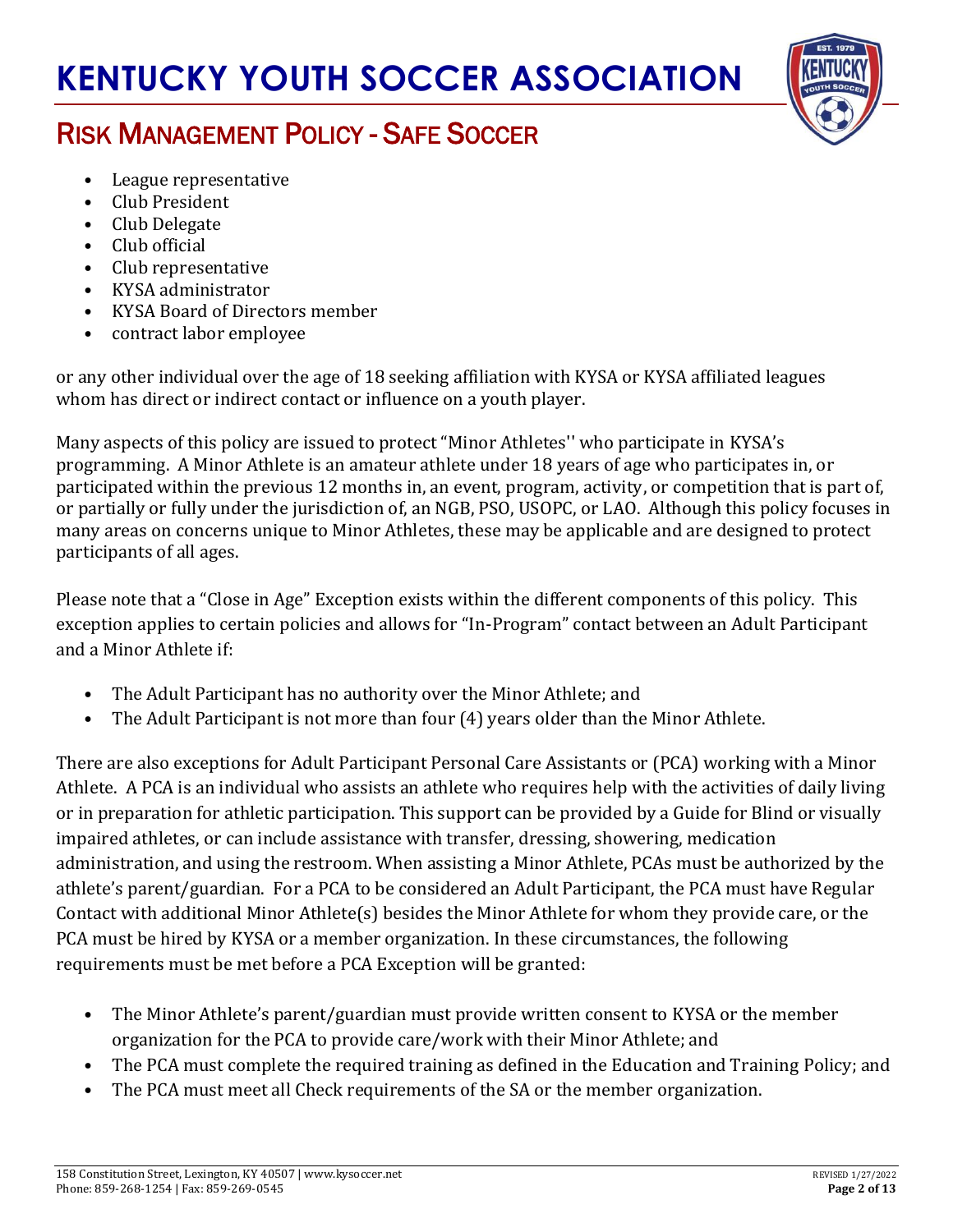- League representative
- Club President
- Club Delegate
- Club official
- Club representative
- KYSA administrator
- KYSA Board of Directors member
- contract labor employee

or any other individual over the age of 18 seeking affiliation with KYSA or KYSA affiliated leagues whom has direct or indirect contact or influence on a youth player.

Many aspects of this policy are issued to protect "Minor Athletes'' who participate in KYSA's programming. A Minor Athlete is an amateur athlete under 18 years of age who participates in, or participated within the previous 12 months in, an event, program, activity, or competition that is part of, or partially or fully under the jurisdiction of, an NGB, PSO, USOPC, or LAO. Although this policy focuses in many areas on concerns unique to Minor Athletes, these may be applicable and are designed to protect participants of all ages.

Please note that a "Close in Age" Exception exists within the different components of this policy. This exception applies to certain policies and allows for "In-Program" contact between an Adult Participant and a Minor Athlete if:

- The Adult Participant has no authority over the Minor Athlete; and
- The Adult Participant is not more than four (4) years older than the Minor Athlete.

There are also exceptions for Adult Participant Personal Care Assistants or (PCA) working with a Minor Athlete. A PCA is an individual who assists an athlete who requires help with the activities of daily living or in preparation for athletic participation. This support can be provided by a Guide for Blind or visually impaired athletes, or can include assistance with transfer, dressing, showering, medication administration, and using the restroom. When assisting a Minor Athlete, PCAs must be authorized by the athlete's parent/guardian. For a PCA to be considered an Adult Participant, the PCA must have Regular Contact with additional Minor Athlete(s) besides the Minor Athlete for whom they provide care, or the PCA must be hired by KYSA or a member organization. In these circumstances, the following requirements must be met before a PCA Exception will be granted:

- The Minor Athlete's parent/guardian must provide written consent to KYSA or the member organization for the PCA to provide care/work with their Minor Athlete; and
- The PCA must complete the required training as defined in the Education and Training Policy; and
- The PCA must meet all Check requirements of the SA or the member organization.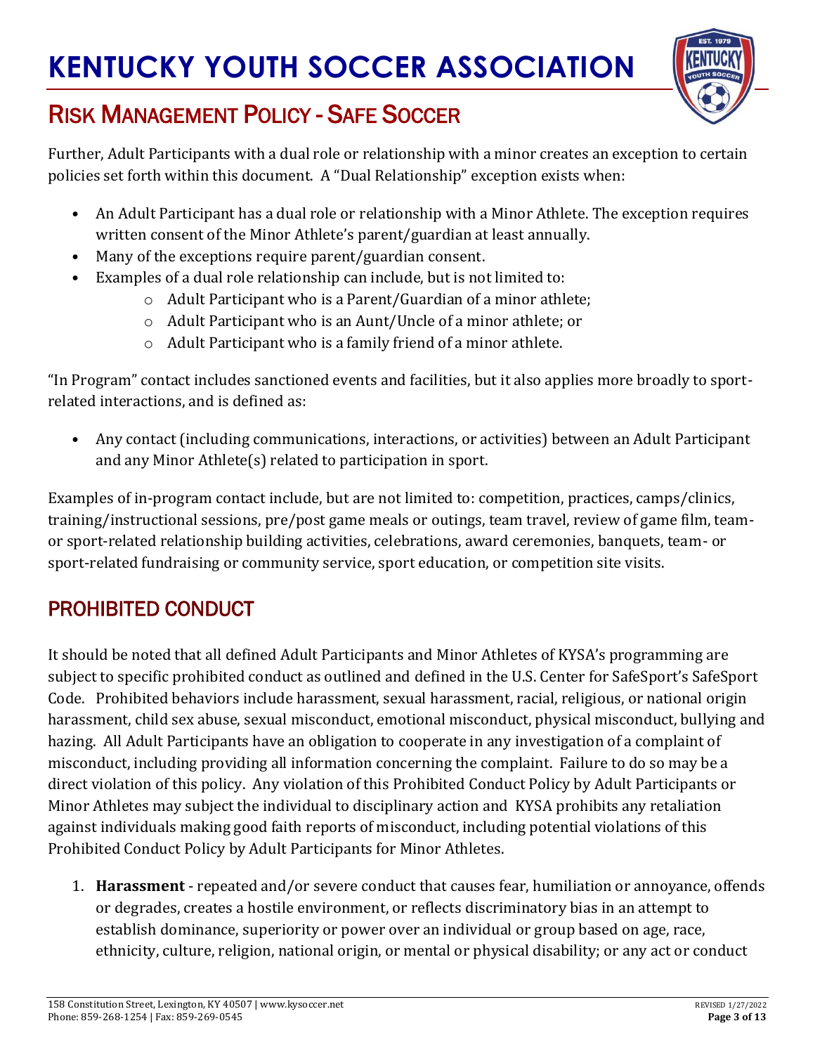Further, Adult Participants with a dual role or relationship with a minor creates an exception to certain policies set forth within this document. A "Dual Relationship" exception exists when:

- An Adult Participant has a dual role or relationship with a Minor Athlete. The exception requires written consent of the Minor Athlete's parent/guardian at least annually.
- Many of the exceptions require parent/guardian consent.
- Examples of a dual role relationship can include, but is not limited to:
  - Adult Participant who is a Parent/Guardian of a minor athlete;
  - Adult Participant who is an Aunt/Uncle of a minor athlete; or
  - Adult Participant who is a family friend of a minor athlete.

"In Program" contact includes sanctioned events and facilities, but it also applies more broadly to sport-related interactions, and is defined as:

- Any contact (including communications, interactions, or activities) between an Adult Participant and any Minor Athlete(s) related to participation in sport.

Examples of in-program contact include, but are not limited to: competition, practices, camps/clinics, training/instructional sessions, pre/post game meals or outings, team travel, review of game film, team- or sport-related relationship building activities, celebrations, award ceremonies, banquets, team- or sport-related fundraising or community service, sport education, or competition site visits.

## PROHIBITED CONDUCT

It should be noted that all defined Adult Participants and Minor Athletes of KYSA's programming are subject to specific prohibited conduct as outlined and defined in the U.S. Center for SafeSport's SafeSport Code. Prohibited behaviors include harassment, sexual harassment, racial, religious, or national origin harassment, child sex abuse, sexual misconduct, emotional misconduct, physical misconduct, bullying and hazing. All Adult Participants have an obligation to cooperate in any investigation of a complaint of misconduct, including providing all information concerning the complaint. Failure to do so may be a direct violation of this policy. Any violation of this Prohibited Conduct Policy by Adult Participants or Minor Athletes may subject the individual to disciplinary action and KYSA prohibits any retaliation against individuals making good faith reports of misconduct, including potential violations of this Prohibited Conduct Policy by Adult Participants for Minor Athletes.

1. **Harassment** - repeated and/or severe conduct that causes fear, humiliation or annoyance, offends or degrades, creates a hostile environment, or reflects discriminatory bias in an attempt to establish dominance, superiority or power over an individual or group based on age, race, ethnicity, culture, religion, national origin, or mental or physical disability; or any act or conduct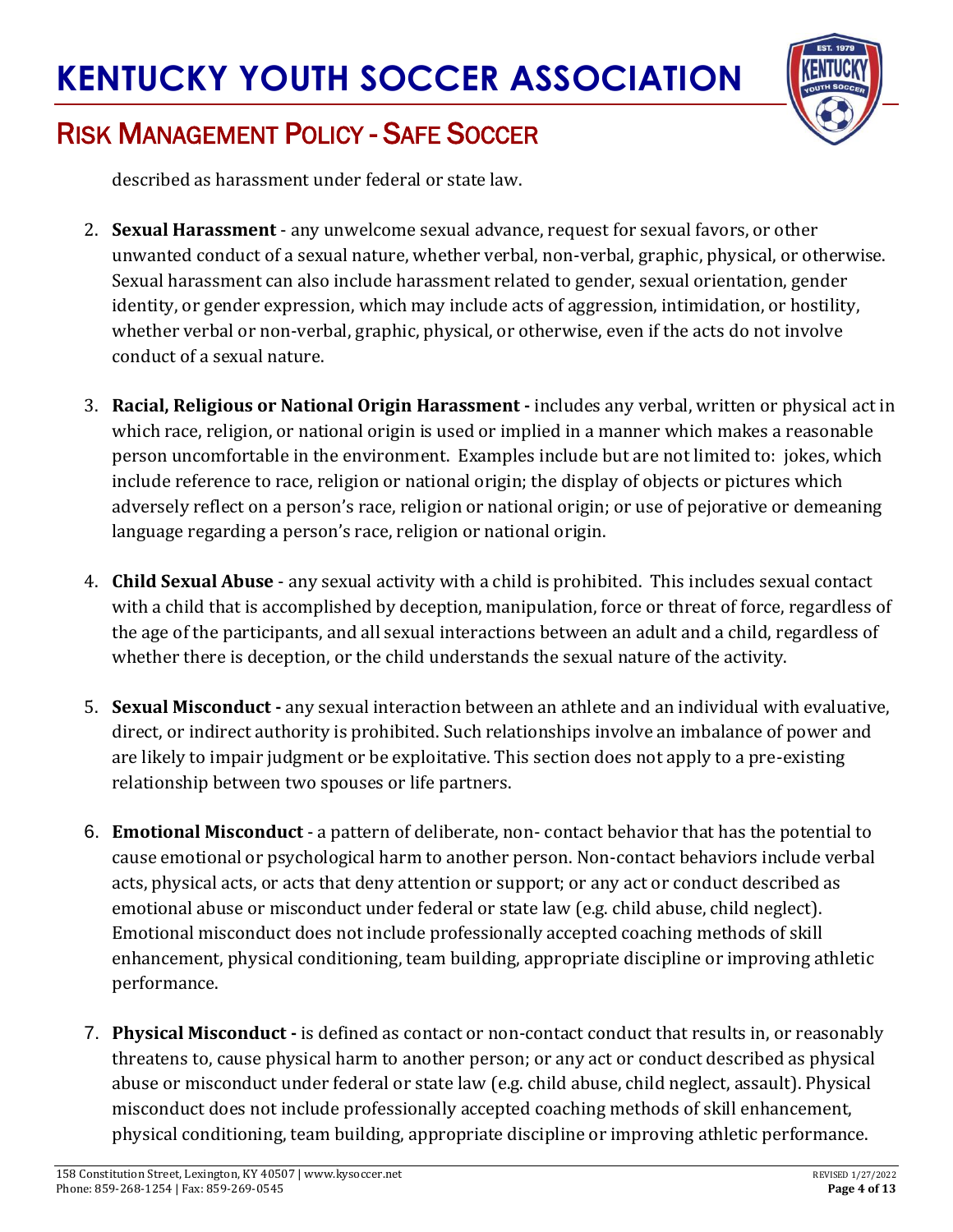described as harassment under federal or state law.

2. **Sexual Harassment** - any unwelcome sexual advance, request for sexual favors, or other unwanted conduct of a sexual nature, whether verbal, non-verbal, graphic, physical, or otherwise. Sexual harassment can also include harassment related to gender, sexual orientation, gender identity, or gender expression, which may include acts of aggression, intimidation, or hostility, whether verbal or non-verbal, graphic, physical, or otherwise, even if the acts do not involve conduct of a sexual nature.

3. **Racial, Religious or National Origin Harassment -** includes any verbal, written or physical act in which race, religion, or national origin is used or implied in a manner which makes a reasonable person uncomfortable in the environment. Examples include but are not limited to: jokes, which include reference to race, religion or national origin; the display of objects or pictures which adversely reflect on a person's race, religion or national origin; or use of pejorative or demeaning language regarding a person's race, religion or national origin.

4. **Child Sexual Abuse** - any sexual activity with a child is prohibited. This includes sexual contact with a child that is accomplished by deception, manipulation, force or threat of force, regardless of the age of the participants, and all sexual interactions between an adult and a child, regardless of whether there is deception, or the child understands the sexual nature of the activity.

5. **Sexual Misconduct -** any sexual interaction between an athlete and an individual with evaluative, direct, or indirect authority is prohibited. Such relationships involve an imbalance of power and are likely to impair judgment or be exploitative. This section does not apply to a pre-existing relationship between two spouses or life partners.

6. **Emotional Misconduct** - a pattern of deliberate, non- contact behavior that has the potential to cause emotional or psychological harm to another person. Non-contact behaviors include verbal acts, physical acts, or acts that deny attention or support; or any act or conduct described as emotional abuse or misconduct under federal or state law (e.g. child abuse, child neglect). Emotional misconduct does not include professionally accepted coaching methods of skill enhancement, physical conditioning, team building, appropriate discipline or improving athletic performance.

7. **Physical Misconduct -** is defined as contact or non-contact conduct that results in, or reasonably threatens to, cause physical harm to another person; or any act or conduct described as physical abuse or misconduct under federal or state law (e.g. child abuse, child neglect, assault). Physical misconduct does not include professionally accepted coaching methods of skill enhancement, physical conditioning, team building, appropriate discipline or improving athletic performance.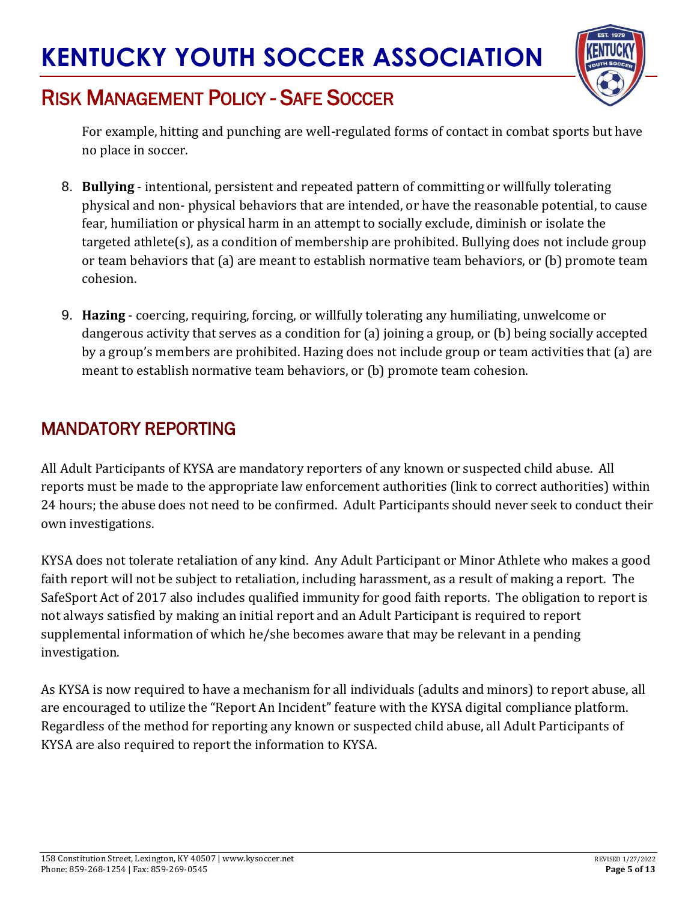For example, hitting and punching are well-regulated forms of contact in combat sports but have no place in soccer.

8. **Bullying** - intentional, persistent and repeated pattern of committing or willfully tolerating physical and non- physical behaviors that are intended, or have the reasonable potential, to cause fear, humiliation or physical harm in an attempt to socially exclude, diminish or isolate the targeted athlete(s), as a condition of membership are prohibited. Bullying does not include group or team behaviors that (a) are meant to establish normative team behaviors, or (b) promote team cohesion.

9. **Hazing** - coercing, requiring, forcing, or willfully tolerating any humiliating, unwelcome or dangerous activity that serves as a condition for (a) joining a group, or (b) being socially accepted by a group's members are prohibited. Hazing does not include group or team activities that (a) are meant to establish normative team behaviors, or (b) promote team cohesion.

## MANDATORY REPORTING

All Adult Participants of KYSA are mandatory reporters of any known or suspected child abuse. All reports must be made to the appropriate law enforcement authorities (link to correct authorities) within 24 hours; the abuse does not need to be confirmed. Adult Participants should never seek to conduct their own investigations.

KYSA does not tolerate retaliation of any kind. Any Adult Participant or Minor Athlete who makes a good faith report will not be subject to retaliation, including harassment, as a result of making a report. The SafeSport Act of 2017 also includes qualified immunity for good faith reports. The obligation to report is not always satisfied by making an initial report and an Adult Participant is required to report supplemental information of which he/she becomes aware that may be relevant in a pending investigation.

As KYSA is now required to have a mechanism for all individuals (adults and minors) to report abuse, all are encouraged to utilize the "Report An Incident" feature with the KYSA digital compliance platform. Regardless of the method for reporting any known or suspected child abuse, all Adult Participants of KYSA are also required to report the information to KYSA.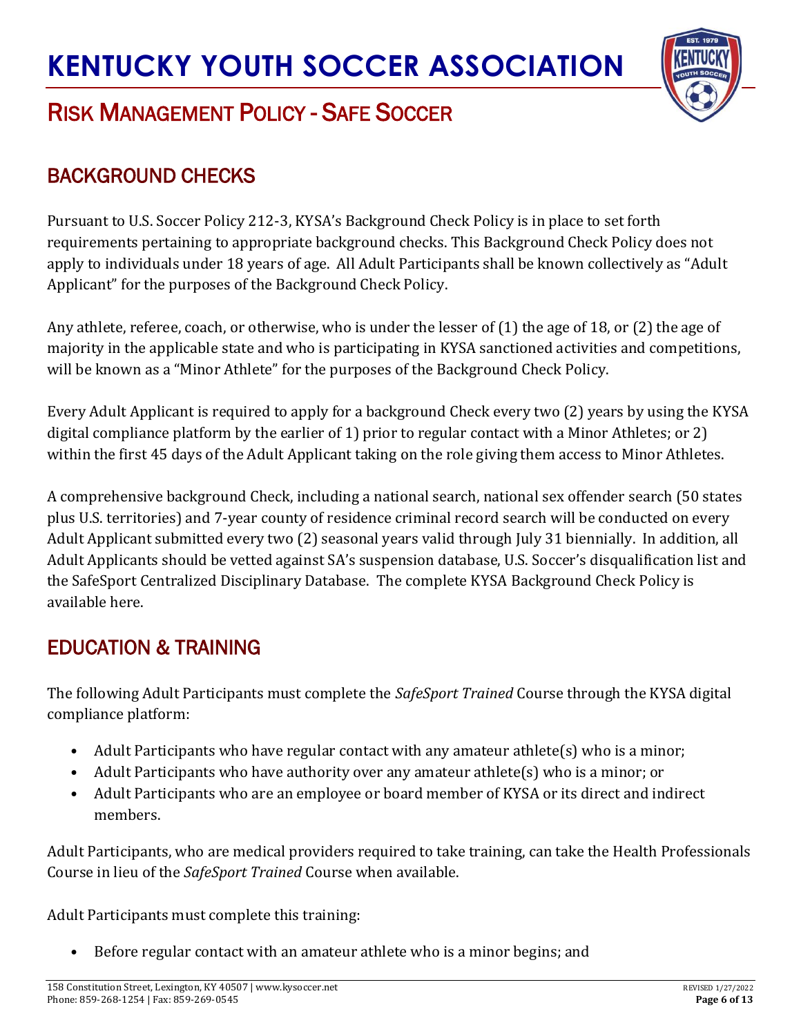# KENTUCKY YOUTH SOCCER ASSOCIATION

## RISK MANAGEMENT POLICY - SAFE SOCCER

## BACKGROUND CHECKS

Pursuant to U.S. Soccer Policy 212-3, KYSA's Background Check Policy is in place to set forth requirements pertaining to appropriate background checks. This Background Check Policy does not apply to individuals under 18 years of age. All Adult Participants shall be known collectively as "Adult Applicant" for the purposes of the Background Check Policy.

Any athlete, referee, coach, or otherwise, who is under the lesser of (1) the age of 18, or (2) the age of majority in the applicable state and who is participating in KYSA sanctioned activities and competitions, will be known as a "Minor Athlete" for the purposes of the Background Check Policy.

Every Adult Applicant is required to apply for a background Check every two (2) years by using the KYSA digital compliance platform by the earlier of 1) prior to regular contact with a Minor Athletes; or 2) within the first 45 days of the Adult Applicant taking on the role giving them access to Minor Athletes.

A comprehensive background Check, including a national search, national sex offender search (50 states plus U.S. territories) and 7-year county of residence criminal record search will be conducted on every Adult Applicant submitted every two (2) seasonal years valid through July 31 biennially. In addition, all Adult Applicants should be vetted against SA's suspension database, U.S. Soccer's disqualification list and the SafeSport Centralized Disciplinary Database. The complete KYSA Background Check Policy is available here.

## EDUCATION & TRAINING

The following Adult Participants must complete the *SafeSport Trained* Course through the KYSA digital compliance platform:

- Adult Participants who have regular contact with any amateur athlete(s) who is a minor;
- Adult Participants who have authority over any amateur athlete(s) who is a minor; or
- Adult Participants who are an employee or board member of KYSA or its direct and indirect members.

Adult Participants, who are medical providers required to take training, can take the Health Professionals Course in lieu of the *SafeSport Trained* Course when available.

Adult Participants must complete this training:

- Before regular contact with an amateur athlete who is a minor begins; and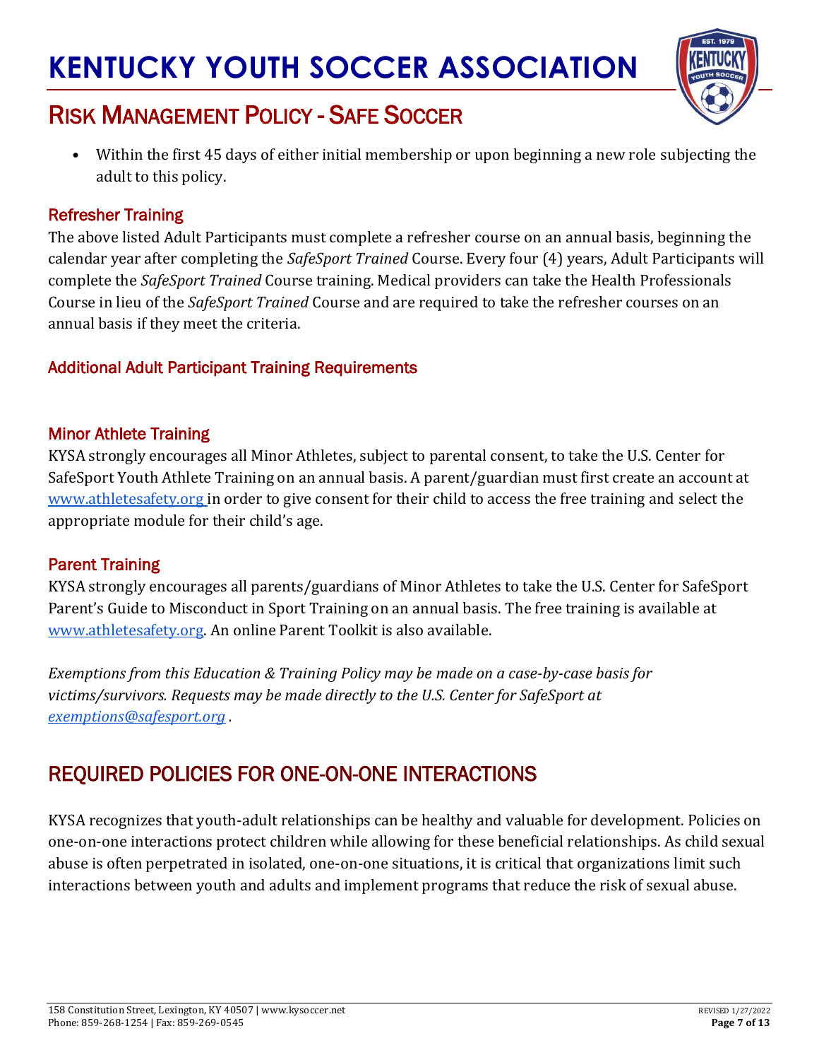- Within the first 45 days of either initial membership or upon beginning a new role subjecting the adult to this policy.

### Refresher Training

The above listed Adult Participants must complete a refresher course on an annual basis, beginning the calendar year after completing the *SafeSport Trained* Course. Every four (4) years, Adult Participants will complete the *SafeSport Trained* Course training. Medical providers can take the Health Professionals Course in lieu of the *SafeSport Trained* Course and are required to take the refresher courses on an annual basis if they meet the criteria.

### Additional Adult Participant Training Requirements

### Minor Athlete Training

KYSA strongly encourages all Minor Athletes, subject to parental consent, to take the U.S. Center for SafeSport Youth Athlete Training on an annual basis. A parent/guardian must first create an account at [www.athletesafety.org](www.athletesafety.org) in order to give consent for their child to access the free training and select the appropriate module for their child's age.

### Parent Training

KYSA strongly encourages all parents/guardians of Minor Athletes to take the U.S. Center for SafeSport Parent's Guide to Misconduct in Sport Training on an annual basis. The free training is available at [www.athletesafety.org](www.athletesafety.org). An online Parent Toolkit is also available.

*Exemptions from this Education & Training Policy may be made on a case-by-case basis for victims/survivors. Requests may be made directly to the U.S. Center for SafeSport at [exemptions@safesport.org](mailto:exemptions@safesport.org) .*

## REQUIRED POLICIES FOR ONE-ON-ONE INTERACTIONS

KYSA recognizes that youth-adult relationships can be healthy and valuable for development. Policies on one-on-one interactions protect children while allowing for these beneficial relationships. As child sexual abuse is often perpetrated in isolated, one-on-one situations, it is critical that organizations limit such interactions between youth and adults and implement programs that reduce the risk of sexual abuse.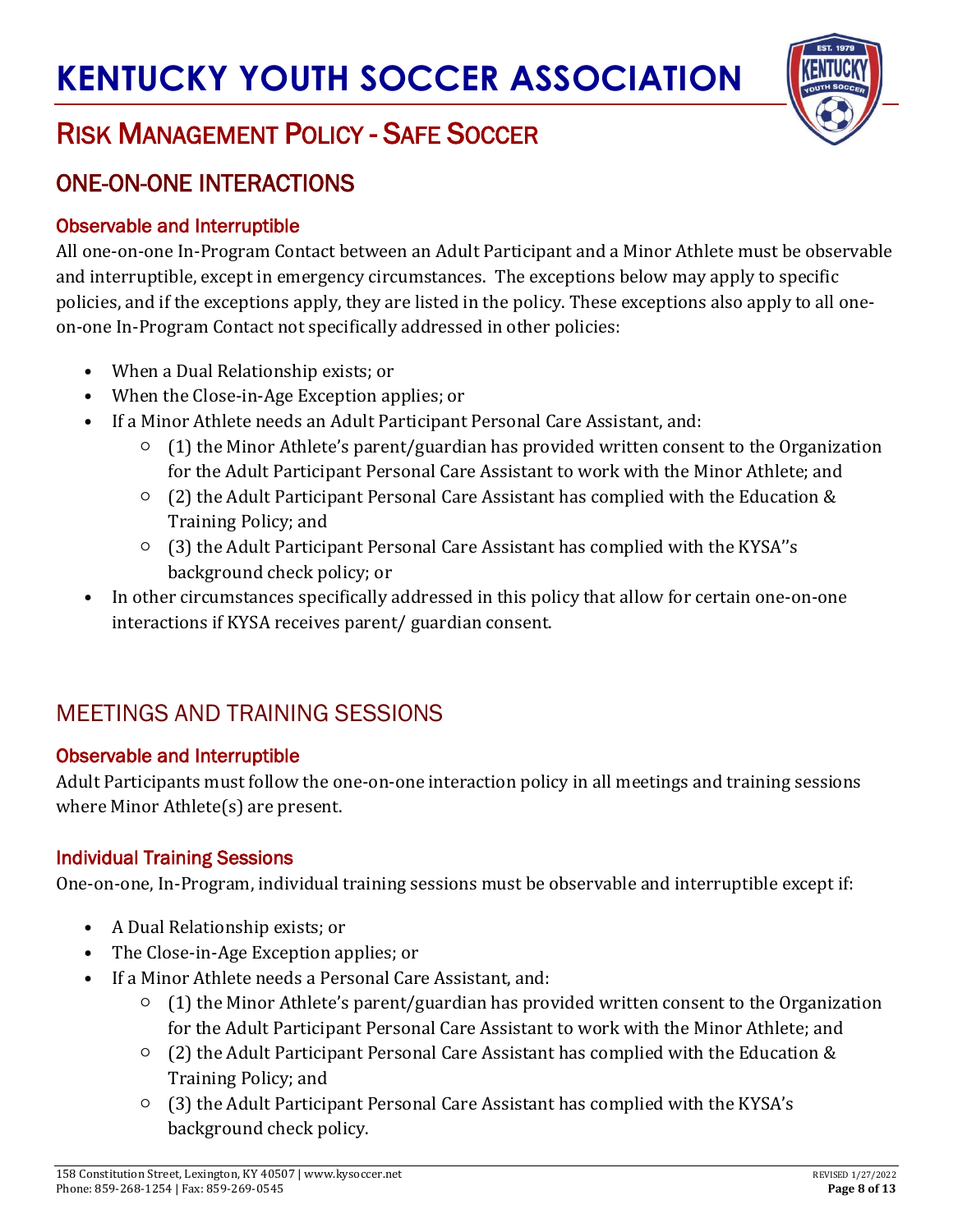# KENTUCKY YOUTH SOCCER ASSOCIATION

## RISK MANAGEMENT POLICY - SAFE SOCCER

## ONE-ON-ONE INTERACTIONS

### Observable and Interruptible

All one-on-one In-Program Contact between an Adult Participant and a Minor Athlete must be observable and interruptible, except in emergency circumstances. The exceptions below may apply to specific policies, and if the exceptions apply, they are listed in the policy. These exceptions also apply to all one-on-one In-Program Contact not specifically addressed in other policies:

- When a Dual Relationship exists; or
- When the Close-in-Age Exception applies; or
- If a Minor Athlete needs an Adult Participant Personal Care Assistant, and:
  - (1) the Minor Athlete's parent/guardian has provided written consent to the Organization for the Adult Participant Personal Care Assistant to work with the Minor Athlete; and
  - (2) the Adult Participant Personal Care Assistant has complied with the Education & Training Policy; and
  - (3) the Adult Participant Personal Care Assistant has complied with the KYSA''s background check policy; or
- In other circumstances specifically addressed in this policy that allow for certain one-on-one interactions if KYSA receives parent/ guardian consent.

## MEETINGS AND TRAINING SESSIONS

### Observable and Interruptible

Adult Participants must follow the one-on-one interaction policy in all meetings and training sessions where Minor Athlete(s) are present.

### Individual Training Sessions

One-on-one, In-Program, individual training sessions must be observable and interruptible except if:

- A Dual Relationship exists; or
- The Close-in-Age Exception applies; or
- If a Minor Athlete needs a Personal Care Assistant, and:
  - (1) the Minor Athlete's parent/guardian has provided written consent to the Organization for the Adult Participant Personal Care Assistant to work with the Minor Athlete; and
  - (2) the Adult Participant Personal Care Assistant has complied with the Education & Training Policy; and
  - (3) the Adult Participant Personal Care Assistant has complied with the KYSA's background check policy.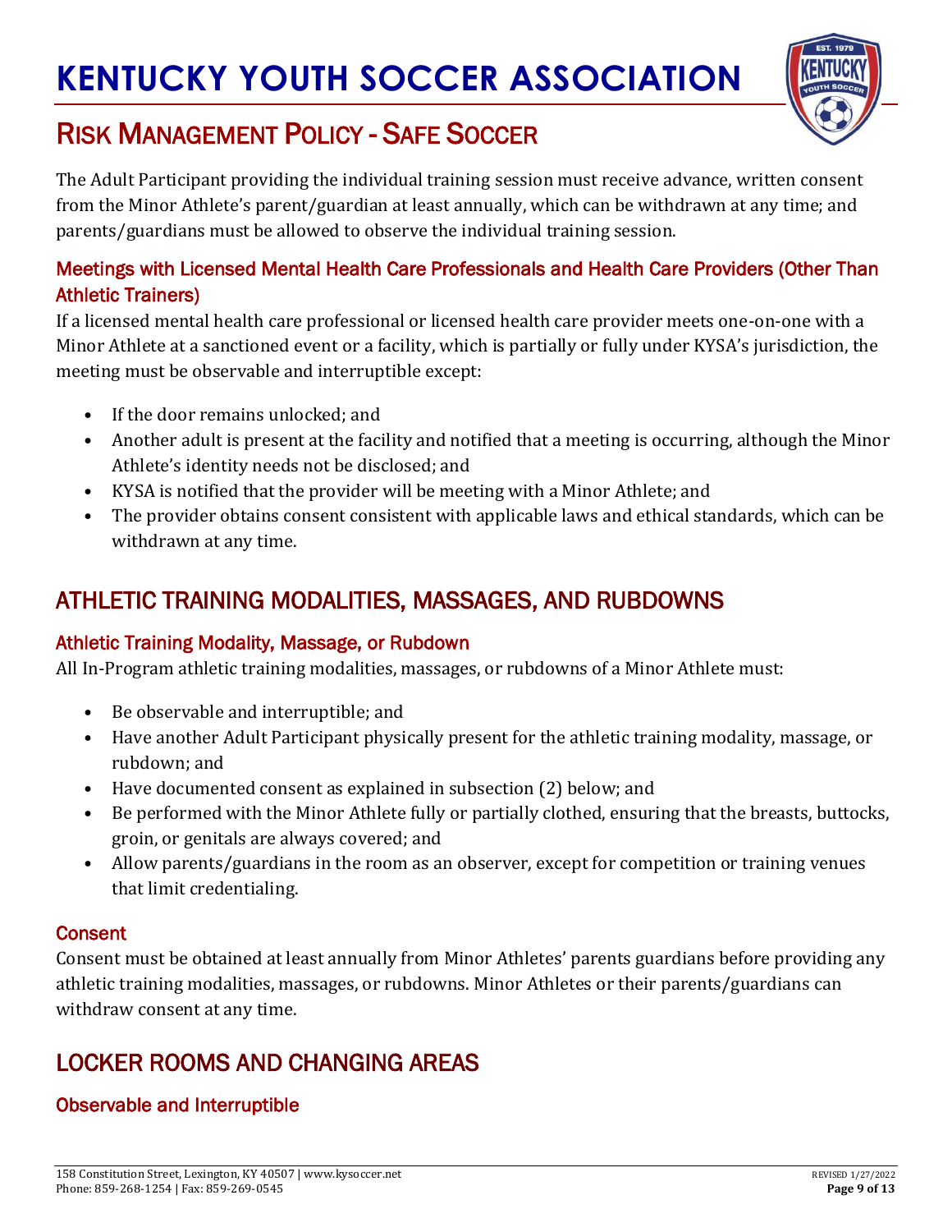The Adult Participant providing the individual training session must receive advance, written consent from the Minor Athlete's parent/guardian at least annually, which can be withdrawn at any time; and parents/guardians must be allowed to observe the individual training session.

### Meetings with Licensed Mental Health Care Professionals and Health Care Providers (Other Than Athletic Trainers)

If a licensed mental health care professional or licensed health care provider meets one-on-one with a Minor Athlete at a sanctioned event or a facility, which is partially or fully under KYSA's jurisdiction, the meeting must be observable and interruptible except:

- If the door remains unlocked; and
- Another adult is present at the facility and notified that a meeting is occurring, although the Minor Athlete's identity needs not be disclosed; and
- KYSA is notified that the provider will be meeting with a Minor Athlete; and
- The provider obtains consent consistent with applicable laws and ethical standards, which can be withdrawn at any time.

## ATHLETIC TRAINING MODALITIES, MASSAGES, AND RUBDOWNS

### Athletic Training Modality, Massage, or Rubdown

All In-Program athletic training modalities, massages, or rubdowns of a Minor Athlete must:

- Be observable and interruptible; and
- Have another Adult Participant physically present for the athletic training modality, massage, or rubdown; and
- Have documented consent as explained in subsection (2) below; and
- Be performed with the Minor Athlete fully or partially clothed, ensuring that the breasts, buttocks, groin, or genitals are always covered; and
- Allow parents/guardians in the room as an observer, except for competition or training venues that limit credentialing.

### Consent

Consent must be obtained at least annually from Minor Athletes' parents guardians before providing any athletic training modalities, massages, or rubdowns. Minor Athletes or their parents/guardians can withdraw consent at any time.

## LOCKER ROOMS AND CHANGING AREAS

### Observable and Interruptible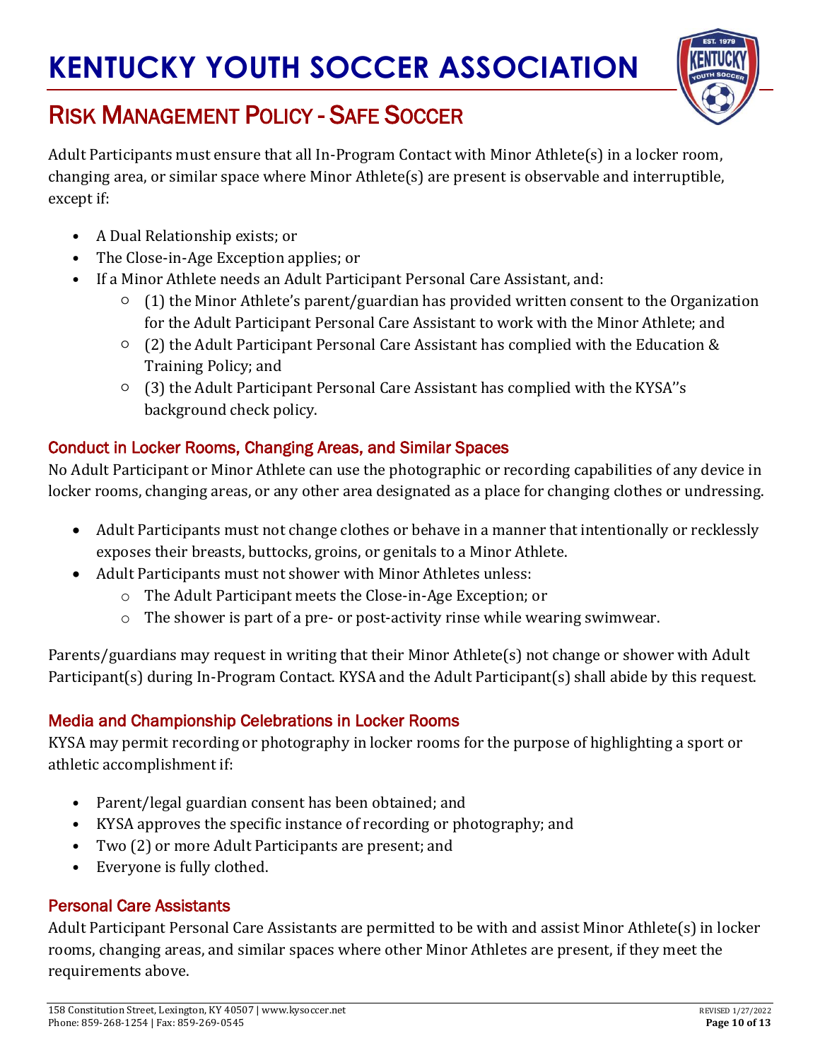# KENTUCKY YOUTH SOCCER ASSOCIATION

## RISK MANAGEMENT POLICY - SAFE SOCCER

Adult Participants must ensure that all In-Program Contact with Minor Athlete(s) in a locker room, changing area, or similar space where Minor Athlete(s) are present is observable and interruptible, except if:

- A Dual Relationship exists; or
- The Close-in-Age Exception applies; or
- If a Minor Athlete needs an Adult Participant Personal Care Assistant, and:
  - (1) the Minor Athlete's parent/guardian has provided written consent to the Organization for the Adult Participant Personal Care Assistant to work with the Minor Athlete; and
  - (2) the Adult Participant Personal Care Assistant has complied with the Education & Training Policy; and
  - (3) the Adult Participant Personal Care Assistant has complied with the KYSA''s background check policy.

### Conduct in Locker Rooms, Changing Areas, and Similar Spaces

No Adult Participant or Minor Athlete can use the photographic or recording capabilities of any device in locker rooms, changing areas, or any other area designated as a place for changing clothes or undressing.

- Adult Participants must not change clothes or behave in a manner that intentionally or recklessly exposes their breasts, buttocks, groins, or genitals to a Minor Athlete.
- Adult Participants must not shower with Minor Athletes unless:
  - The Adult Participant meets the Close-in-Age Exception; or
  - The shower is part of a pre- or post-activity rinse while wearing swimwear.

Parents/guardians may request in writing that their Minor Athlete(s) not change or shower with Adult Participant(s) during In-Program Contact. KYSA and the Adult Participant(s) shall abide by this request.

### Media and Championship Celebrations in Locker Rooms

KYSA may permit recording or photography in locker rooms for the purpose of highlighting a sport or athletic accomplishment if:

- Parent/legal guardian consent has been obtained; and
- KYSA approves the specific instance of recording or photography; and
- Two (2) or more Adult Participants are present; and
- Everyone is fully clothed.

### Personal Care Assistants

Adult Participant Personal Care Assistants are permitted to be with and assist Minor Athlete(s) in locker rooms, changing areas, and similar spaces where other Minor Athletes are present, if they meet the requirements above.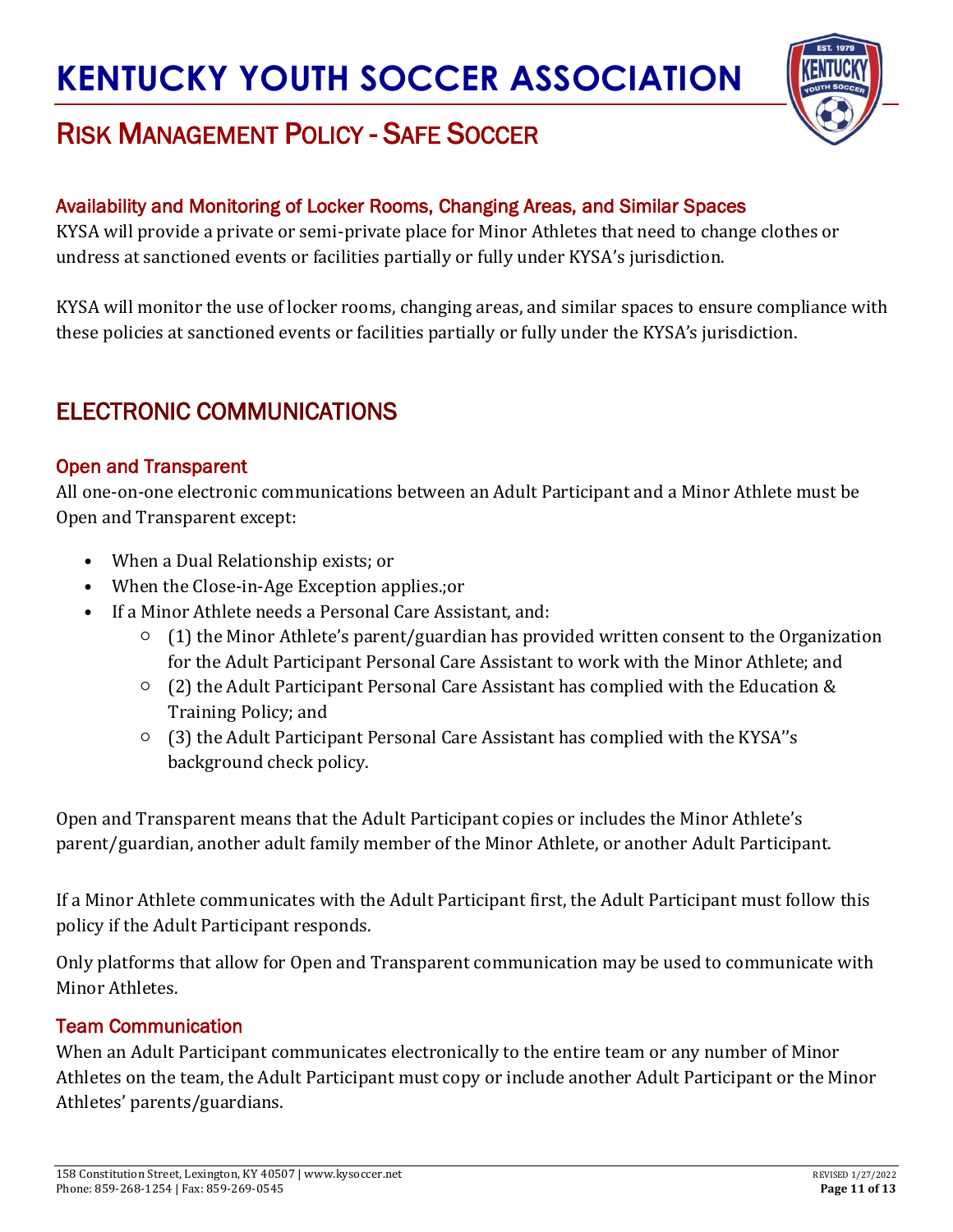### Availability and Monitoring of Locker Rooms, Changing Areas, and Similar Spaces

KYSA will provide a private or semi-private place for Minor Athletes that need to change clothes or undress at sanctioned events or facilities partially or fully under KYSA's jurisdiction.

KYSA will monitor the use of locker rooms, changing areas, and similar spaces to ensure compliance with these policies at sanctioned events or facilities partially or fully under the KYSA's jurisdiction.

## ELECTRONIC COMMUNICATIONS

### Open and Transparent

All one-on-one electronic communications between an Adult Participant and a Minor Athlete must be Open and Transparent except:

- When a Dual Relationship exists; or
- When the Close-in-Age Exception applies.;or
- If a Minor Athlete needs a Personal Care Assistant, and:
  - (1) the Minor Athlete's parent/guardian has provided written consent to the Organization for the Adult Participant Personal Care Assistant to work with the Minor Athlete; and
  - (2) the Adult Participant Personal Care Assistant has complied with the Education & Training Policy; and
  - (3) the Adult Participant Personal Care Assistant has complied with the KYSA''s background check policy.

Open and Transparent means that the Adult Participant copies or includes the Minor Athlete's parent/guardian, another adult family member of the Minor Athlete, or another Adult Participant.

If a Minor Athlete communicates with the Adult Participant first, the Adult Participant must follow this policy if the Adult Participant responds.

Only platforms that allow for Open and Transparent communication may be used to communicate with Minor Athletes.

### Team Communication

When an Adult Participant communicates electronically to the entire team or any number of Minor Athletes on the team, the Adult Participant must copy or include another Adult Participant or the Minor Athletes' parents/guardians.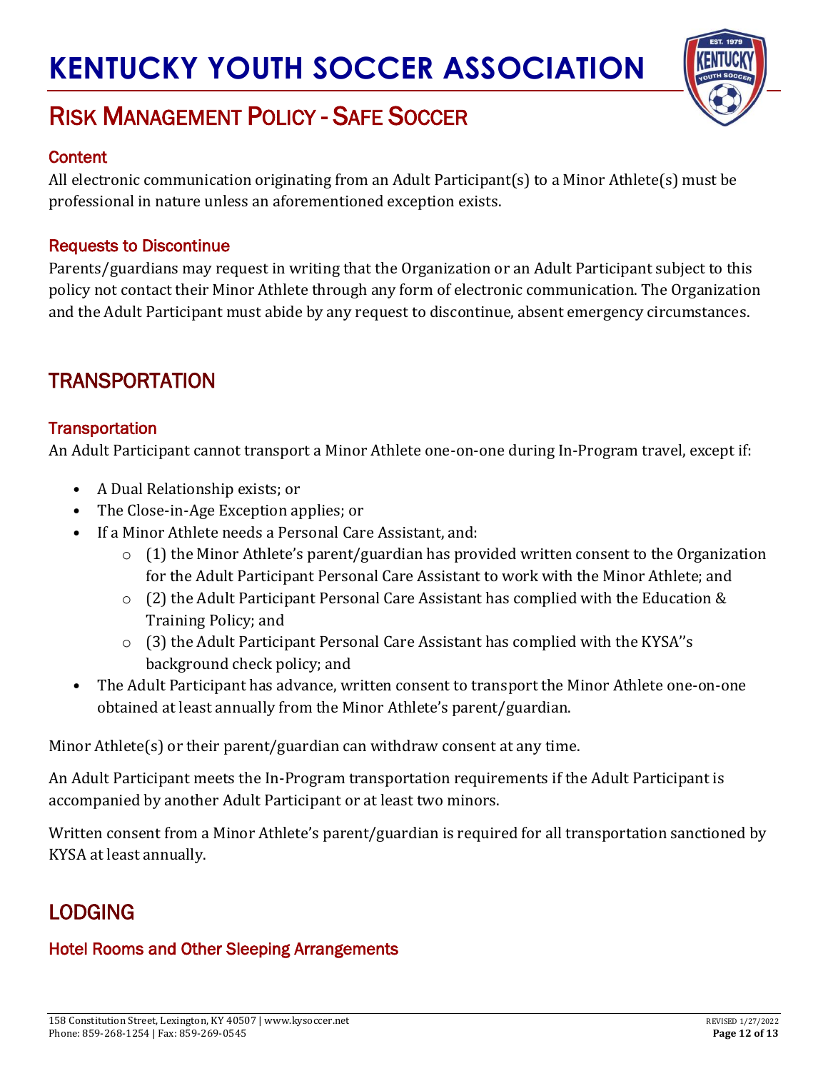### Content

All electronic communication originating from an Adult Participant(s) to a Minor Athlete(s) must be professional in nature unless an aforementioned exception exists.

### Requests to Discontinue

Parents/guardians may request in writing that the Organization or an Adult Participant subject to this policy not contact their Minor Athlete through any form of electronic communication. The Organization and the Adult Participant must abide by any request to discontinue, absent emergency circumstances.

## TRANSPORTATION

### Transportation

An Adult Participant cannot transport a Minor Athlete one-on-one during In-Program travel, except if:

- A Dual Relationship exists; or
- The Close-in-Age Exception applies; or
- If a Minor Athlete needs a Personal Care Assistant, and:
  - (1) the Minor Athlete's parent/guardian has provided written consent to the Organization for the Adult Participant Personal Care Assistant to work with the Minor Athlete; and
  - (2) the Adult Participant Personal Care Assistant has complied with the Education & Training Policy; and
  - (3) the Adult Participant Personal Care Assistant has complied with the KYSA''s background check policy; and
- The Adult Participant has advance, written consent to transport the Minor Athlete one-on-one obtained at least annually from the Minor Athlete's parent/guardian.

Minor Athlete(s) or their parent/guardian can withdraw consent at any time.

An Adult Participant meets the In-Program transportation requirements if the Adult Participant is accompanied by another Adult Participant or at least two minors.

Written consent from a Minor Athlete's parent/guardian is required for all transportation sanctioned by KYSA at least annually.

## LODGING

### Hotel Rooms and Other Sleeping Arrangements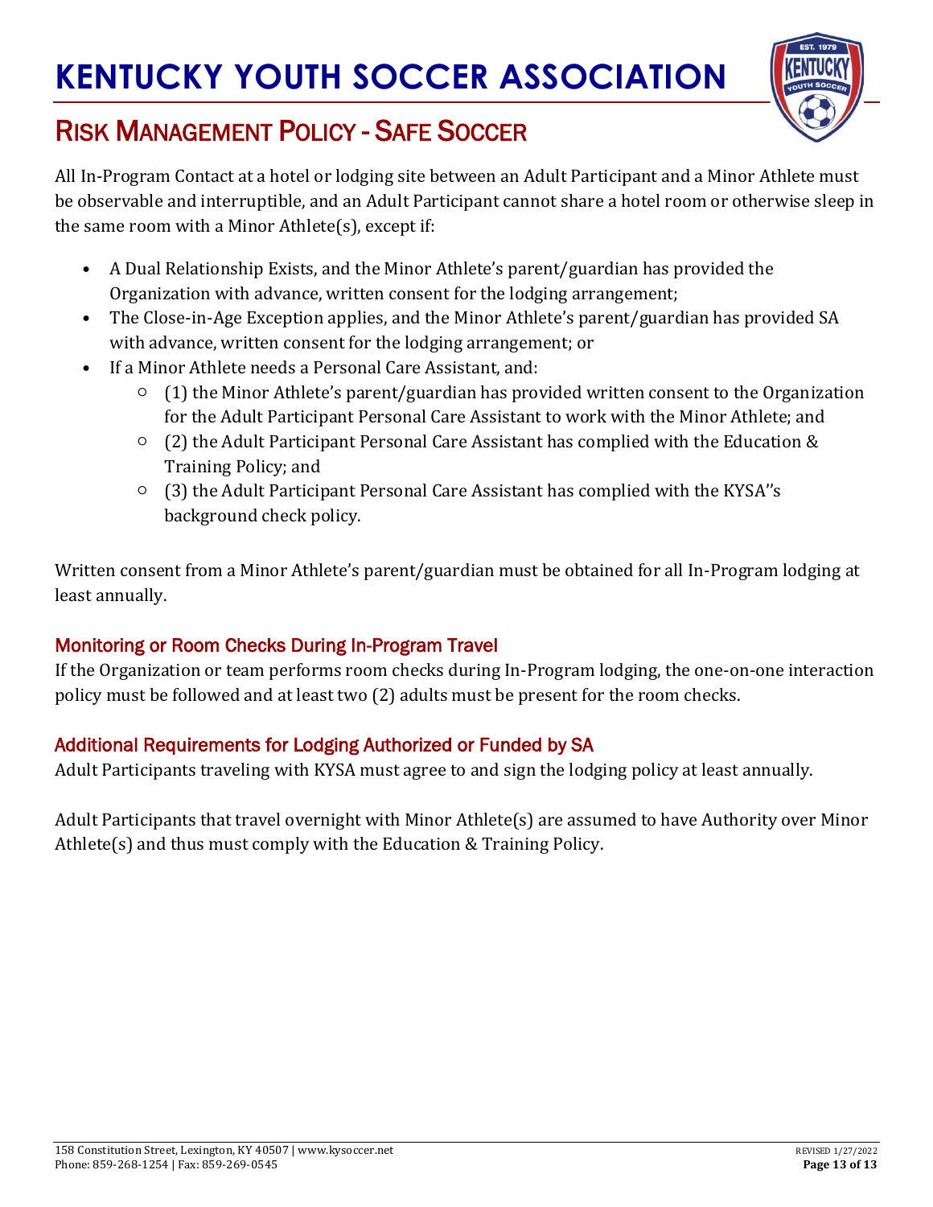All In-Program Contact at a hotel or lodging site between an Adult Participant and a Minor Athlete must be observable and interruptible, and an Adult Participant cannot share a hotel room or otherwise sleep in the same room with a Minor Athlete(s), except if:

- A Dual Relationship Exists, and the Minor Athlete's parent/guardian has provided the Organization with advance, written consent for the lodging arrangement;
- The Close-in-Age Exception applies, and the Minor Athlete's parent/guardian has provided SA with advance, written consent for the lodging arrangement; or
- If a Minor Athlete needs a Personal Care Assistant, and:
  - (1) the Minor Athlete's parent/guardian has provided written consent to the Organization for the Adult Participant Personal Care Assistant to work with the Minor Athlete; and
  - (2) the Adult Participant Personal Care Assistant has complied with the Education & Training Policy; and
  - (3) the Adult Participant Personal Care Assistant has complied with the KYSA''s background check policy.

Written consent from a Minor Athlete's parent/guardian must be obtained for all In-Program lodging at least annually.

### Monitoring or Room Checks During In-Program Travel

If the Organization or team performs room checks during In-Program lodging, the one-on-one interaction policy must be followed and at least two (2) adults must be present for the room checks.

### Additional Requirements for Lodging Authorized or Funded by SA

Adult Participants traveling with KYSA must agree to and sign the lodging policy at least annually.

Adult Participants that travel overnight with Minor Athlete(s) are assumed to have Authority over Minor Athlete(s) and thus must comply with the Education & Training Policy.